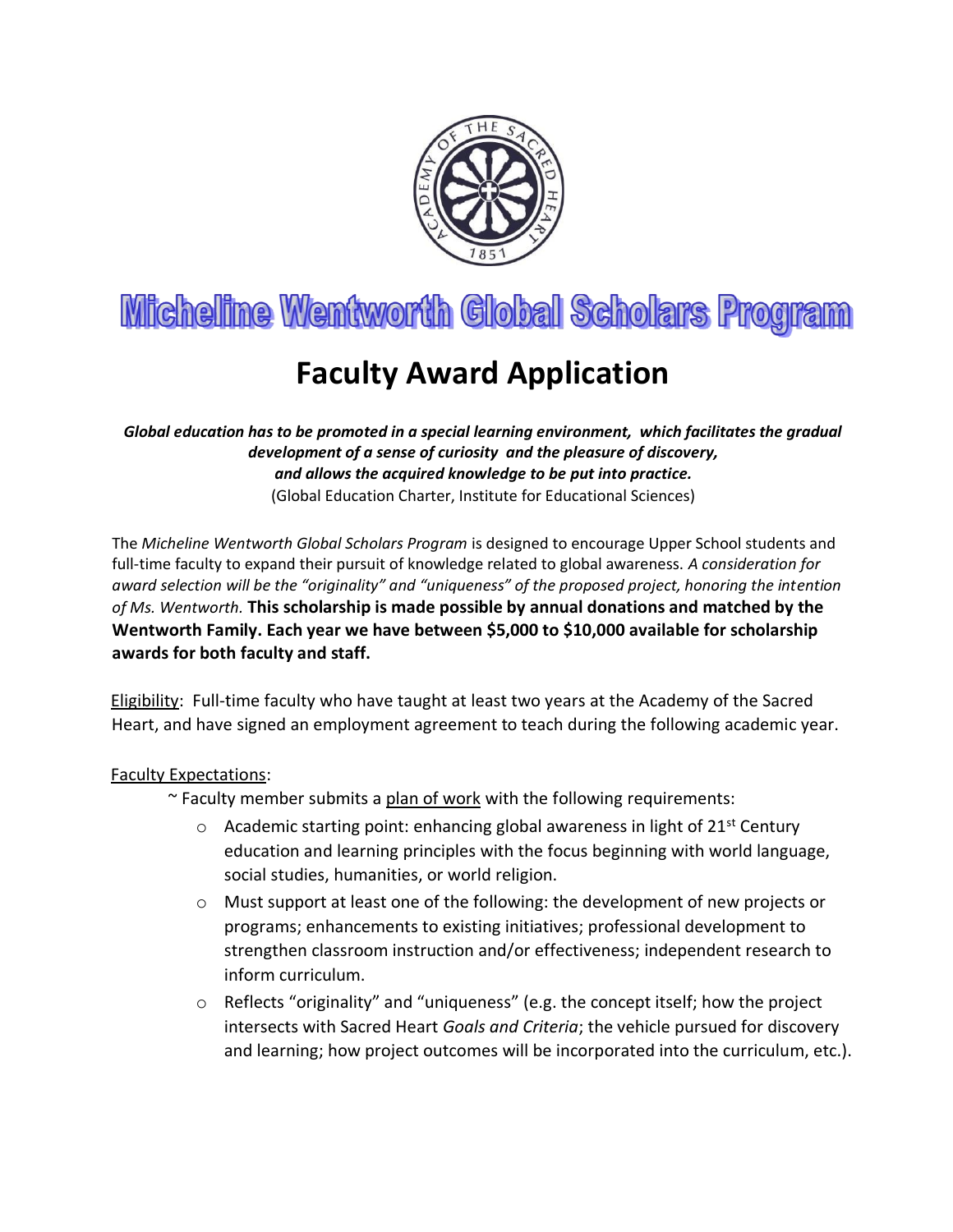# Micheline Wentworth Global Scholars Program

## Faculty Award Application

***Global education has to be promoted in a special learning environment, which facilitates the gradual development of a sense of curiosity and the pleasure of discovery, and allows the acquired knowledge to be put into practice.***
(Global Education Charter, Institute for Educational Sciences)

The *Micheline Wentworth Global Scholars Program* is designed to encourage Upper School students and full-time faculty to expand their pursuit of knowledge related to global awareness. *A consideration for award selection will be the "originality" and "uniqueness" of the proposed project, honoring the intention of Ms. Wentworth.* **This scholarship is made possible by annual donations and matched by the Wentworth Family. Each year we have between $5,000 to $10,000 available for scholarship awards for both faculty and staff.**

Eligibility: Full-time faculty who have taught at least two years at the Academy of the Sacred Heart, and have signed an employment agreement to teach during the following academic year.

Faculty Expectations:

~ Faculty member submits a plan of work with the following requirements:

- Academic starting point: enhancing global awareness in light of 21st Century education and learning principles with the focus beginning with world language, social studies, humanities, or world religion.
- Must support at least one of the following: the development of new projects or programs; enhancements to existing initiatives; professional development to strengthen classroom instruction and/or effectiveness; independent research to inform curriculum.
- Reflects "originality" and "uniqueness" (e.g. the concept itself; how the project intersects with Sacred Heart *Goals and Criteria*; the vehicle pursued for discovery and learning; how project outcomes will be incorporated into the curriculum, etc.).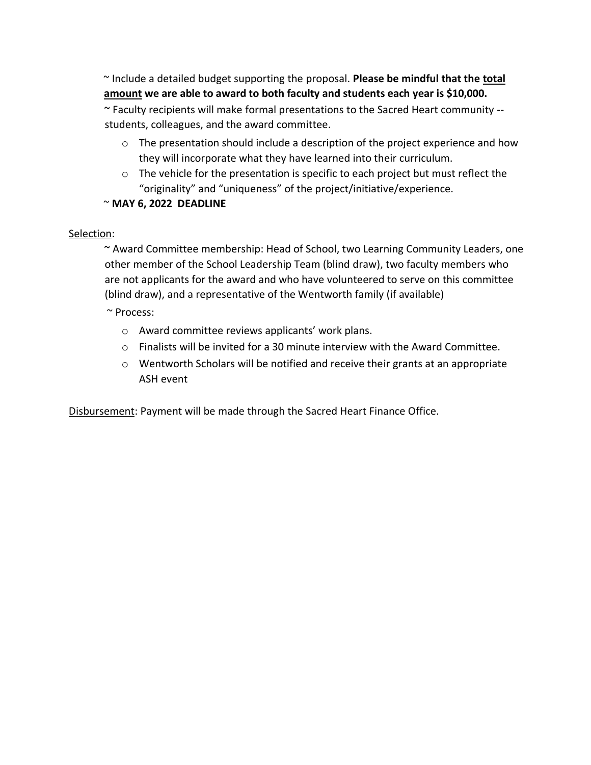~ Include a detailed budget supporting the proposal. **Please be mindful that the <u>total amount</u> we are able to award to both faculty and students each year is $10,000.**

~ Faculty recipients will make <u>formal presentations</u> to the Sacred Heart community -- students, colleagues, and the award committee.

- The presentation should include a description of the project experience and how they will incorporate what they have learned into their curriculum.
- The vehicle for the presentation is specific to each project but must reflect the "originality" and "uniqueness" of the project/initiative/experience.

~ **MAY 6, 2022 DEADLINE**

<u>Selection</u>:

~ Award Committee membership: Head of School, two Learning Community Leaders, one other member of the School Leadership Team (blind draw), two faculty members who are not applicants for the award and who have volunteered to serve on this committee (blind draw), and a representative of the Wentworth family (if available)

~ Process:

- Award committee reviews applicants' work plans.
- Finalists will be invited for a 30 minute interview with the Award Committee.
- Wentworth Scholars will be notified and receive their grants at an appropriate ASH event

<u>Disbursement</u>: Payment will be made through the Sacred Heart Finance Office.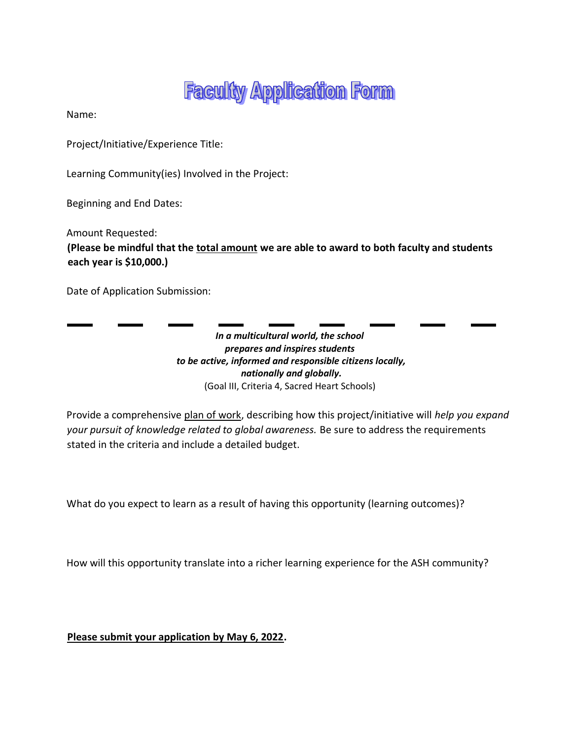# Faculty Application Form

Name:

Project/Initiative/Experience Title:

Learning Community(ies) Involved in the Project:

Beginning and End Dates:

Amount Requested:

**(Please be mindful that the total amount we are able to award to both faculty and students each year is $10,000.)**

Date of Application Submission:

---

***In a multicultural world, the school prepares and inspires students to be active, informed and responsible citizens locally, nationally and globally.***

(Goal III, Criteria 4, Sacred Heart Schools)

Provide a comprehensive plan of work, describing how this project/initiative will *help you expand your pursuit of knowledge related to global awareness.* Be sure to address the requirements stated in the criteria and include a detailed budget.

What do you expect to learn as a result of having this opportunity (learning outcomes)?

How will this opportunity translate into a richer learning experience for the ASH community?

**Please submit your application by May 6, 2022.**